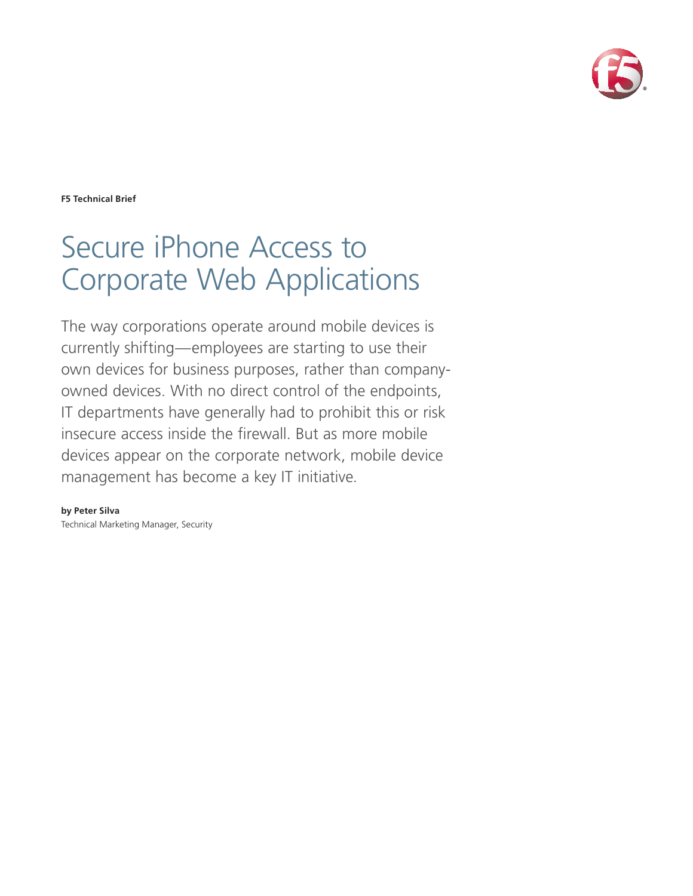**F5 Technical Brief**

# Secure iPhone Access to Corporate Web Applications

The way corporations operate around mobile devices is currently shifting—employees are starting to use their own devices for business purposes, rather than company-owned devices. With no direct control of the endpoints, IT departments have generally had to prohibit this or risk insecure access inside the firewall. But as more mobile devices appear on the corporate network, mobile device management has become a key IT initiative.

**by Peter Silva**
Technical Marketing Manager, Security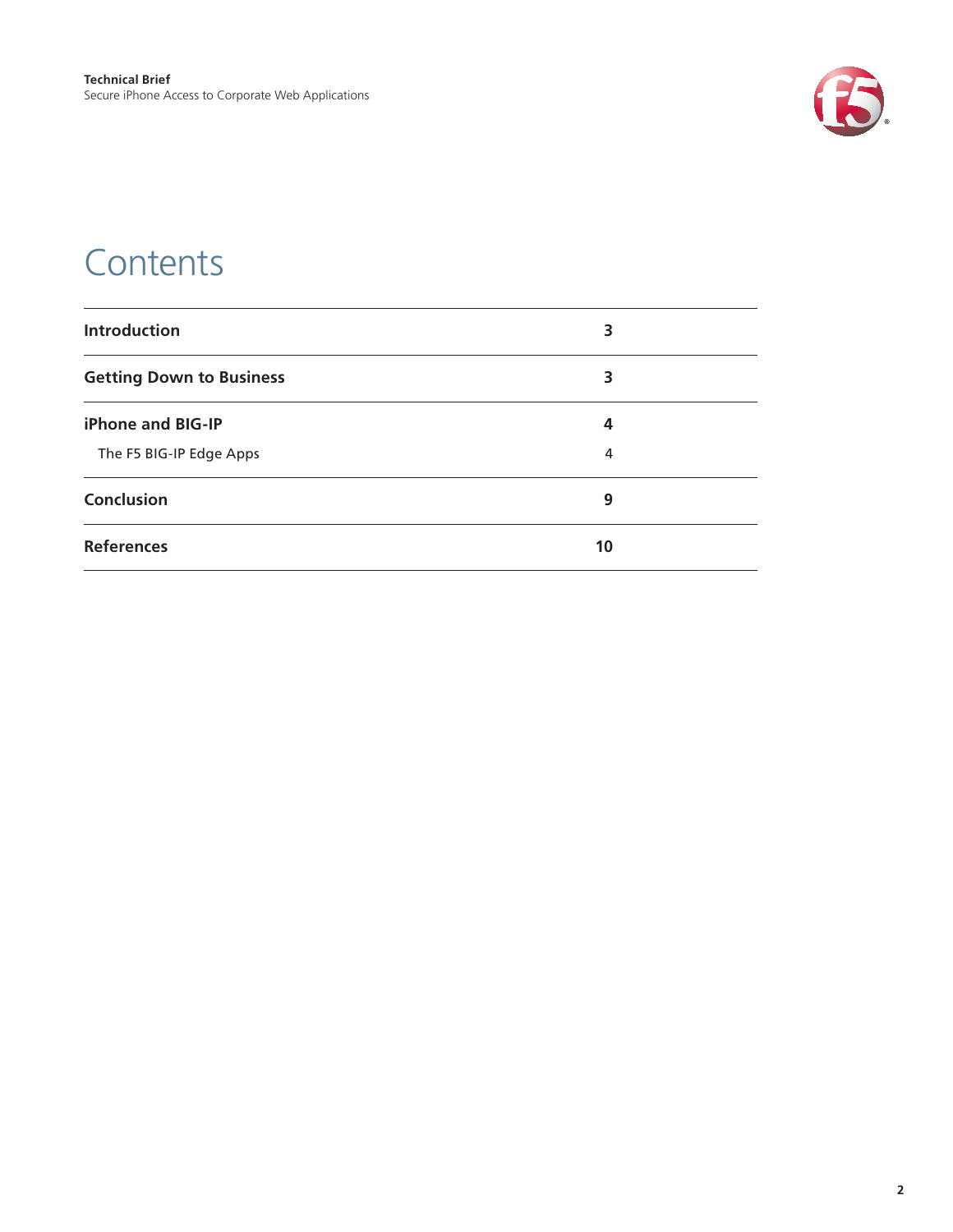# Contents

| | |
|---|---|
| **Introduction** | **3** |
| **Getting Down to Business** | **3** |
| **iPhone and BIG-IP** | **4** |
| The F5 BIG-IP Edge Apps | 4 |
| **Conclusion** | **9** |
| **References** | **10** |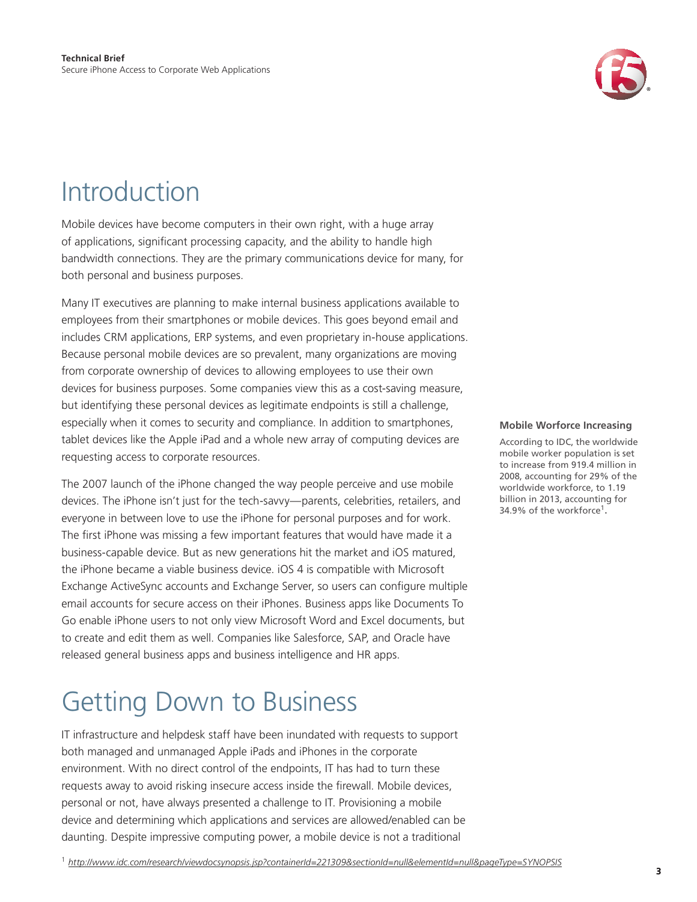# Introduction

Mobile devices have become computers in their own right, with a huge array of applications, significant processing capacity, and the ability to handle high bandwidth connections. They are the primary communications device for many, for both personal and business purposes.

Many IT executives are planning to make internal business applications available to employees from their smartphones or mobile devices. This goes beyond email and includes CRM applications, ERP systems, and even proprietary in-house applications. Because personal mobile devices are so prevalent, many organizations are moving from corporate ownership of devices to allowing employees to use their own devices for business purposes. Some companies view this as a cost-saving measure, but identifying these personal devices as legitimate endpoints is still a challenge, especially when it comes to security and compliance. In addition to smartphones, tablet devices like the Apple iPad and a whole new array of computing devices are requesting access to corporate resources.

**Mobile Worforce Increasing**

According to IDC, the worldwide mobile worker population is set to increase from 919.4 million in 2008, accounting for 29% of the worldwide workforce, to 1.19 billion in 2013, accounting for 34.9% of the workforce[1].

The 2007 launch of the iPhone changed the way people perceive and use mobile devices. The iPhone isn't just for the tech-savvy—parents, celebrities, retailers, and everyone in between love to use the iPhone for personal purposes and for work. The first iPhone was missing a few important features that would have made it a business-capable device. But as new generations hit the market and iOS matured, the iPhone became a viable business device. iOS 4 is compatible with Microsoft Exchange ActiveSync accounts and Exchange Server, so users can configure multiple email accounts for secure access on their iPhones. Business apps like Documents To Go enable iPhone users to not only view Microsoft Word and Excel documents, but to create and edit them as well. Companies like Salesforce, SAP, and Oracle have released general business apps and business intelligence and HR apps.

# Getting Down to Business

IT infrastructure and helpdesk staff have been inundated with requests to support both managed and unmanaged Apple iPads and iPhones in the corporate environment. With no direct control of the endpoints, IT has had to turn these requests away to avoid risking insecure access inside the firewall. Mobile devices, personal or not, have always presented a challenge to IT. Provisioning a mobile device and determining which applications and services are allowed/enabled can be daunting. Despite impressive computing power, a mobile device is not a traditional

[1] *http://www.idc.com/research/viewdocsynopsis.jsp?containerId=221309&sectionId=null&elementId=null&pageType=SYNOPSIS*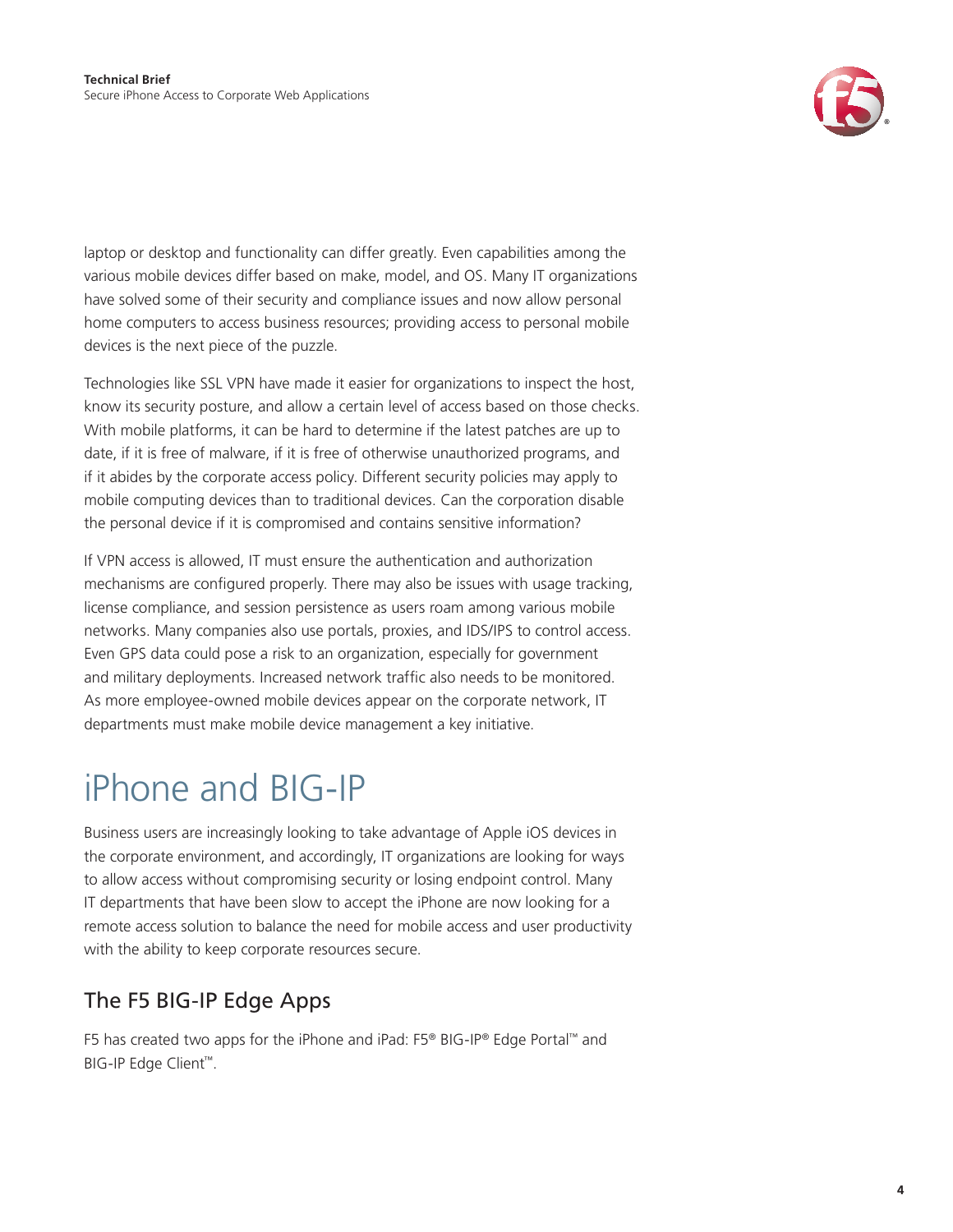laptop or desktop and functionality can differ greatly. Even capabilities among the various mobile devices differ based on make, model, and OS. Many IT organizations have solved some of their security and compliance issues and now allow personal home computers to access business resources; providing access to personal mobile devices is the next piece of the puzzle.

Technologies like SSL VPN have made it easier for organizations to inspect the host, know its security posture, and allow a certain level of access based on those checks. With mobile platforms, it can be hard to determine if the latest patches are up to date, if it is free of malware, if it is free of otherwise unauthorized programs, and if it abides by the corporate access policy. Different security policies may apply to mobile computing devices than to traditional devices. Can the corporation disable the personal device if it is compromised and contains sensitive information?

If VPN access is allowed, IT must ensure the authentication and authorization mechanisms are configured properly. There may also be issues with usage tracking, license compliance, and session persistence as users roam among various mobile networks. Many companies also use portals, proxies, and IDS/IPS to control access. Even GPS data could pose a risk to an organization, especially for government and military deployments. Increased network traffic also needs to be monitored. As more employee-owned mobile devices appear on the corporate network, IT departments must make mobile device management a key initiative.

# iPhone and BIG-IP

Business users are increasingly looking to take advantage of Apple iOS devices in the corporate environment, and accordingly, IT organizations are looking for ways to allow access without compromising security or losing endpoint control. Many IT departments that have been slow to accept the iPhone are now looking for a remote access solution to balance the need for mobile access and user productivity with the ability to keep corporate resources secure.

## The F5 BIG-IP Edge Apps

F5 has created two apps for the iPhone and iPad: F5® BIG-IP® Edge Portal™ and BIG-IP Edge Client™.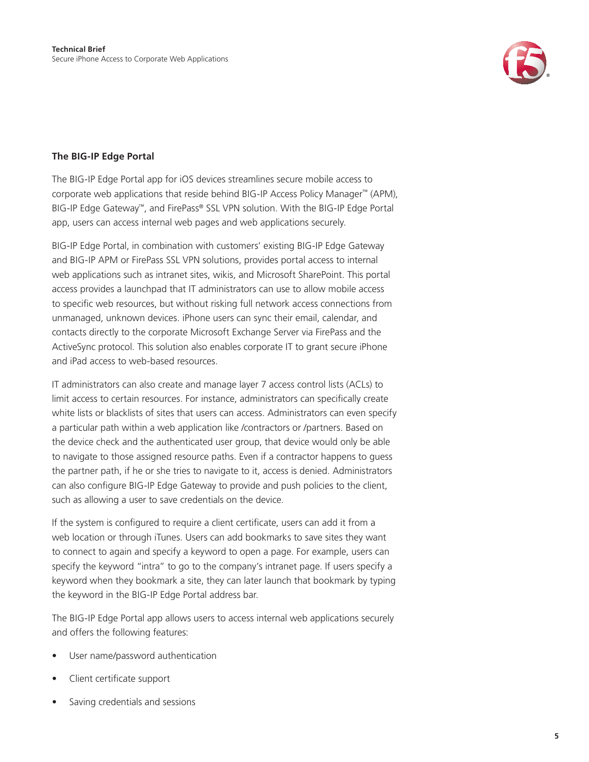## The BIG-IP Edge Portal

The BIG-IP Edge Portal app for iOS devices streamlines secure mobile access to corporate web applications that reside behind BIG-IP Access Policy Manager™ (APM), BIG-IP Edge Gateway™, and FirePass® SSL VPN solution. With the BIG-IP Edge Portal app, users can access internal web pages and web applications securely.

BIG-IP Edge Portal, in combination with customers' existing BIG-IP Edge Gateway and BIG-IP APM or FirePass SSL VPN solutions, provides portal access to internal web applications such as intranet sites, wikis, and Microsoft SharePoint. This portal access provides a launchpad that IT administrators can use to allow mobile access to specific web resources, but without risking full network access connections from unmanaged, unknown devices. iPhone users can sync their email, calendar, and contacts directly to the corporate Microsoft Exchange Server via FirePass and the ActiveSync protocol. This solution also enables corporate IT to grant secure iPhone and iPad access to web-based resources.

IT administrators can also create and manage layer 7 access control lists (ACLs) to limit access to certain resources. For instance, administrators can specifically create white lists or blacklists of sites that users can access. Administrators can even specify a particular path within a web application like /contractors or /partners. Based on the device check and the authenticated user group, that device would only be able to navigate to those assigned resource paths. Even if a contractor happens to guess the partner path, if he or she tries to navigate to it, access is denied. Administrators can also configure BIG-IP Edge Gateway to provide and push policies to the client, such as allowing a user to save credentials on the device.

If the system is configured to require a client certificate, users can add it from a web location or through iTunes. Users can add bookmarks to save sites they want to connect to again and specify a keyword to open a page. For example, users can specify the keyword "intra" to go to the company's intranet page. If users specify a keyword when they bookmark a site, they can later launch that bookmark by typing the keyword in the BIG-IP Edge Portal address bar.

The BIG-IP Edge Portal app allows users to access internal web applications securely and offers the following features:

- User name/password authentication
- Client certificate support
- Saving credentials and sessions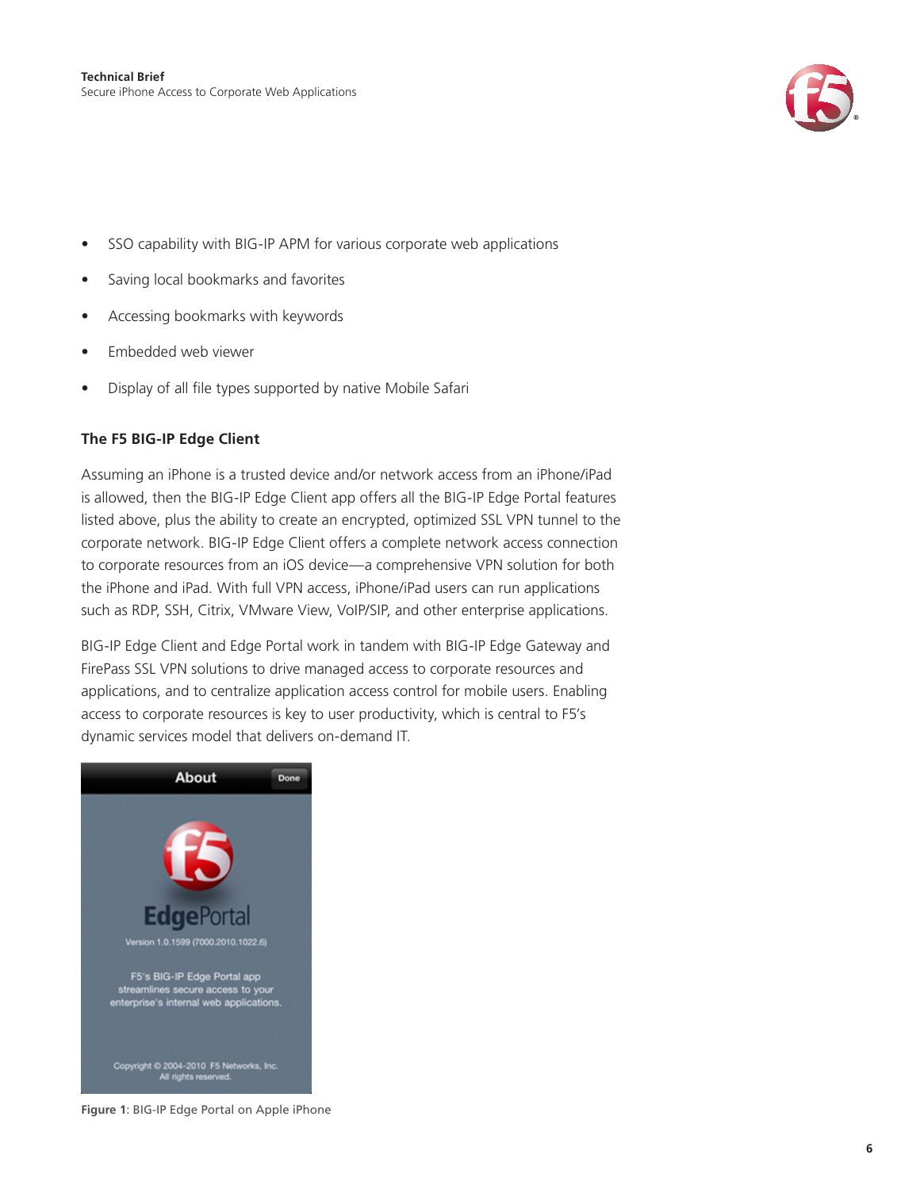- SSO capability with BIG-IP APM for various corporate web applications
- Saving local bookmarks and favorites
- Accessing bookmarks with keywords
- Embedded web viewer
- Display of all file types supported by native Mobile Safari

### The F5 BIG-IP Edge Client

Assuming an iPhone is a trusted device and/or network access from an iPhone/iPad is allowed, then the BIG-IP Edge Client app offers all the BIG-IP Edge Portal features listed above, plus the ability to create an encrypted, optimized SSL VPN tunnel to the corporate network. BIG-IP Edge Client offers a complete network access connection to corporate resources from an iOS device—a comprehensive VPN solution for both the iPhone and iPad. With full VPN access, iPhone/iPad users can run applications such as RDP, SSH, Citrix, VMware View, VoIP/SIP, and other enterprise applications.

BIG-IP Edge Client and Edge Portal work in tandem with BIG-IP Edge Gateway and FirePass SSL VPN solutions to drive managed access to corporate resources and applications, and to centralize application access control for mobile users. Enabling access to corporate resources is key to user productivity, which is central to F5's dynamic services model that delivers on-demand IT.

**Figure 1**: BIG-IP Edge Portal on Apple iPhone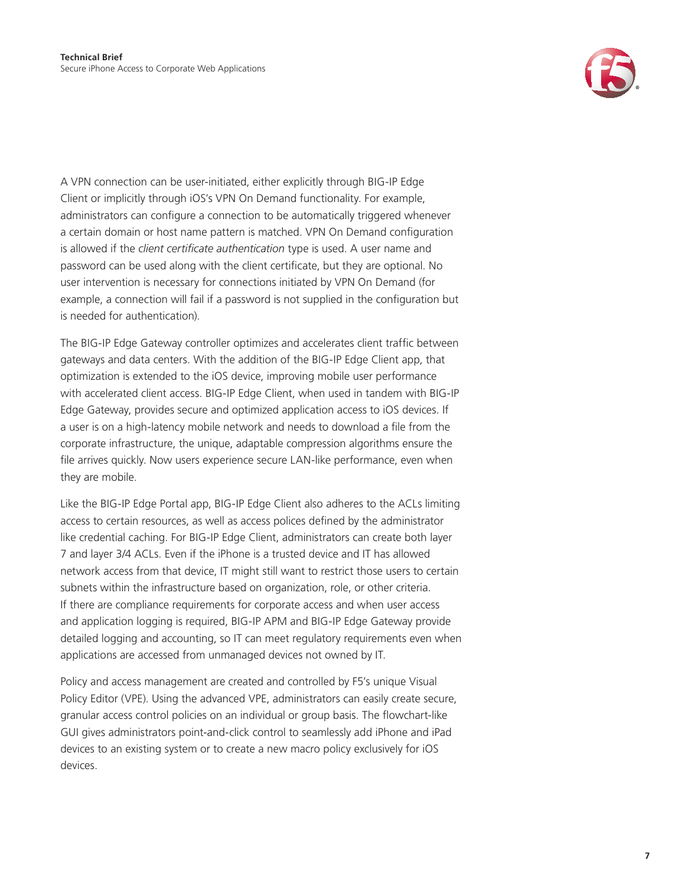A VPN connection can be user-initiated, either explicitly through BIG-IP Edge Client or implicitly through iOS's VPN On Demand functionality. For example, administrators can configure a connection to be automatically triggered whenever a certain domain or host name pattern is matched. VPN On Demand configuration is allowed if the *client certificate authentication* type is used. A user name and password can be used along with the client certificate, but they are optional. No user intervention is necessary for connections initiated by VPN On Demand (for example, a connection will fail if a password is not supplied in the configuration but is needed for authentication).

The BIG-IP Edge Gateway controller optimizes and accelerates client traffic between gateways and data centers. With the addition of the BIG-IP Edge Client app, that optimization is extended to the iOS device, improving mobile user performance with accelerated client access. BIG-IP Edge Client, when used in tandem with BIG-IP Edge Gateway, provides secure and optimized application access to iOS devices. If a user is on a high-latency mobile network and needs to download a file from the corporate infrastructure, the unique, adaptable compression algorithms ensure the file arrives quickly. Now users experience secure LAN-like performance, even when they are mobile.

Like the BIG-IP Edge Portal app, BIG-IP Edge Client also adheres to the ACLs limiting access to certain resources, as well as access polices defined by the administrator like credential caching. For BIG-IP Edge Client, administrators can create both layer 7 and layer 3/4 ACLs. Even if the iPhone is a trusted device and IT has allowed network access from that device, IT might still want to restrict those users to certain subnets within the infrastructure based on organization, role, or other criteria. If there are compliance requirements for corporate access and when user access and application logging is required, BIG-IP APM and BIG-IP Edge Gateway provide detailed logging and accounting, so IT can meet regulatory requirements even when applications are accessed from unmanaged devices not owned by IT.

Policy and access management are created and controlled by F5's unique Visual Policy Editor (VPE). Using the advanced VPE, administrators can easily create secure, granular access control policies on an individual or group basis. The flowchart-like GUI gives administrators point-and-click control to seamlessly add iPhone and iPad devices to an existing system or to create a new macro policy exclusively for iOS devices.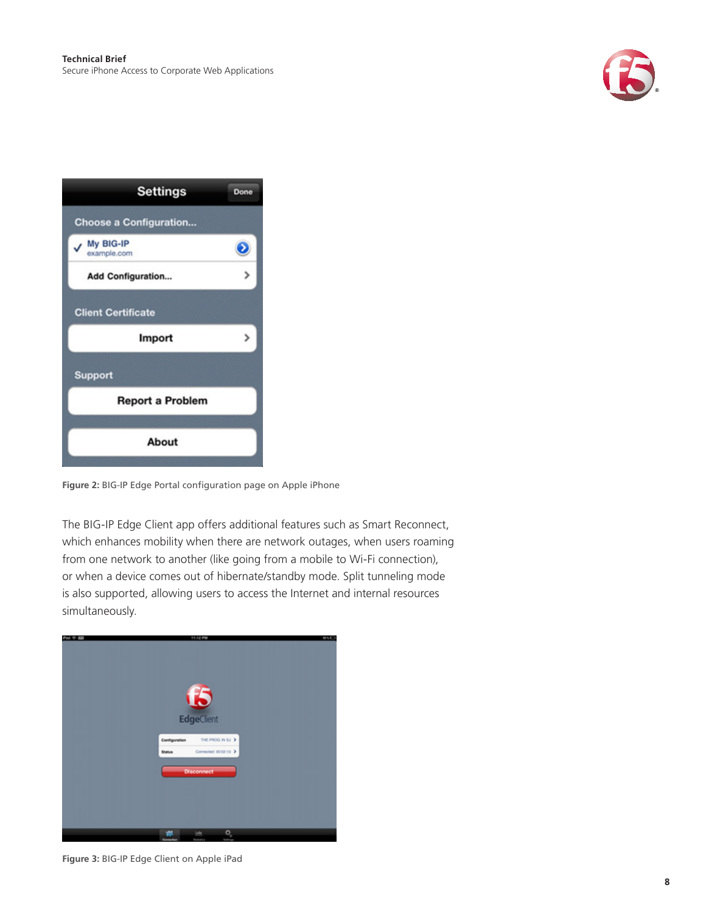Figure 2: BIG-IP Edge Portal configuration page on Apple iPhone

The BIG-IP Edge Client app offers additional features such as Smart Reconnect, which enhances mobility when there are network outages, when users roaming from one network to another (like going from a mobile to Wi-Fi connection), or when a device comes out of hibernate/standby mode. Split tunneling mode is also supported, allowing users to access the Internet and internal resources simultaneously.

Figure 3: BIG-IP Edge Client on Apple iPad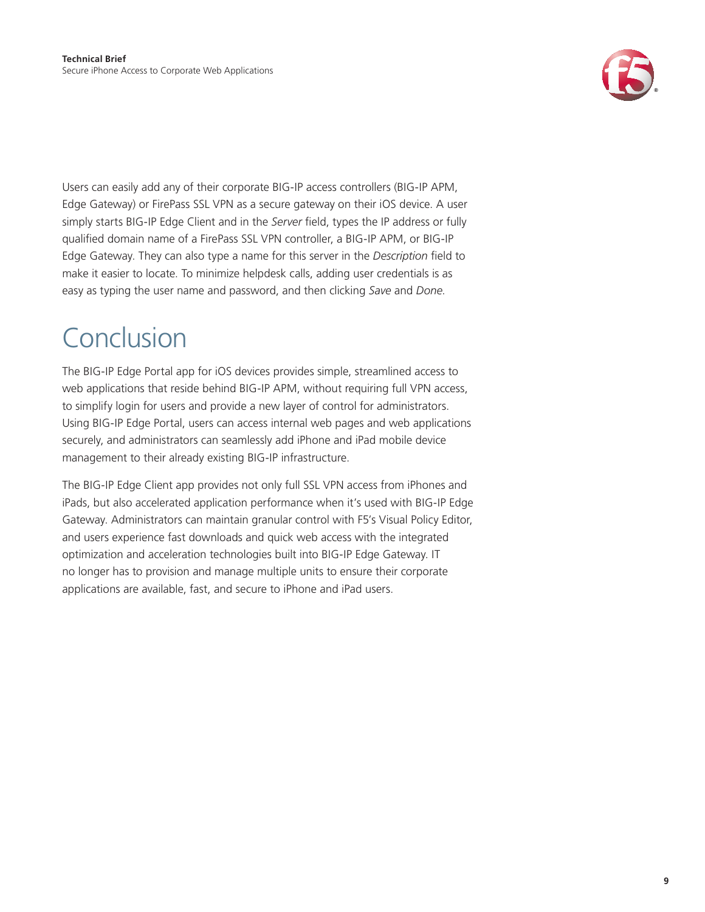Users can easily add any of their corporate BIG-IP access controllers (BIG-IP APM, Edge Gateway) or FirePass SSL VPN as a secure gateway on their iOS device. A user simply starts BIG-IP Edge Client and in the *Server* field, types the IP address or fully qualified domain name of a FirePass SSL VPN controller, a BIG-IP APM, or BIG-IP Edge Gateway. They can also type a name for this server in the *Description* field to make it easier to locate. To minimize helpdesk calls, adding user credentials is as easy as typing the user name and password, and then clicking *Save* and *Done*.

# Conclusion

The BIG-IP Edge Portal app for iOS devices provides simple, streamlined access to web applications that reside behind BIG-IP APM, without requiring full VPN access, to simplify login for users and provide a new layer of control for administrators. Using BIG-IP Edge Portal, users can access internal web pages and web applications securely, and administrators can seamlessly add iPhone and iPad mobile device management to their already existing BIG-IP infrastructure.

The BIG-IP Edge Client app provides not only full SSL VPN access from iPhones and iPads, but also accelerated application performance when it's used with BIG-IP Edge Gateway. Administrators can maintain granular control with F5's Visual Policy Editor, and users experience fast downloads and quick web access with the integrated optimization and acceleration technologies built into BIG-IP Edge Gateway. IT no longer has to provision and manage multiple units to ensure their corporate applications are available, fast, and secure to iPhone and iPad users.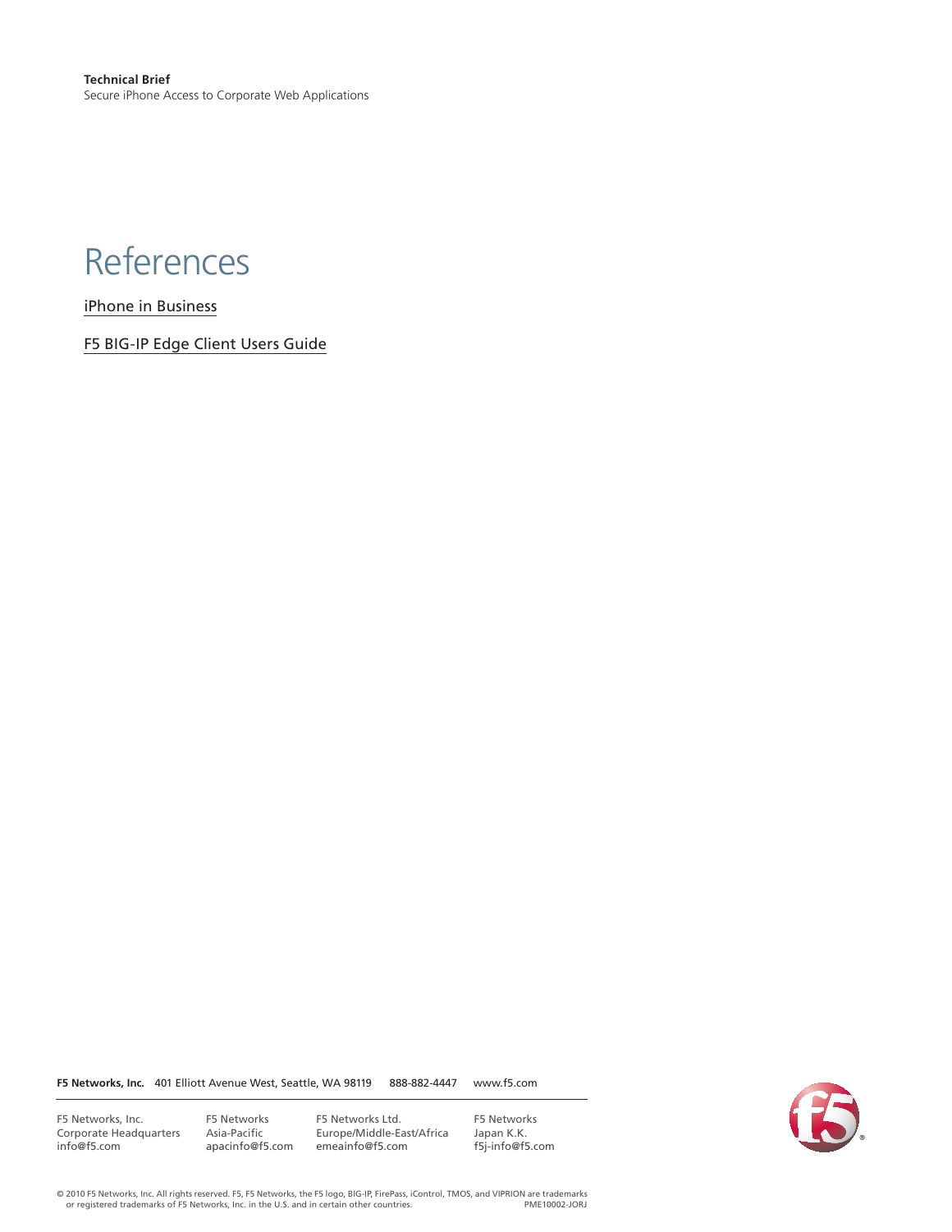# References

iPhone in Business

F5 BIG-IP Edge Client Users Guide

**F5 Networks, Inc.** 401 Elliott Avenue West, Seattle, WA 98119 888-882-4447 www.f5.com

F5 Networks, Inc.
Corporate Headquarters
info@f5.com

F5 Networks
Asia-Pacific
apacinfo@f5.com

F5 Networks Ltd.
Europe/Middle-East/Africa
emeainfo@f5.com

F5 Networks
Japan K.K.
f5j-info@f5.com

© 2010 F5 Networks, Inc. All rights reserved. F5, F5 Networks, the F5 logo, BIG-IP, FirePass, iControl, TMOS, and VIPRION are trademarks or registered trademarks of F5 Networks, Inc. in the U.S. and in certain other countries. PME10002-JORJ